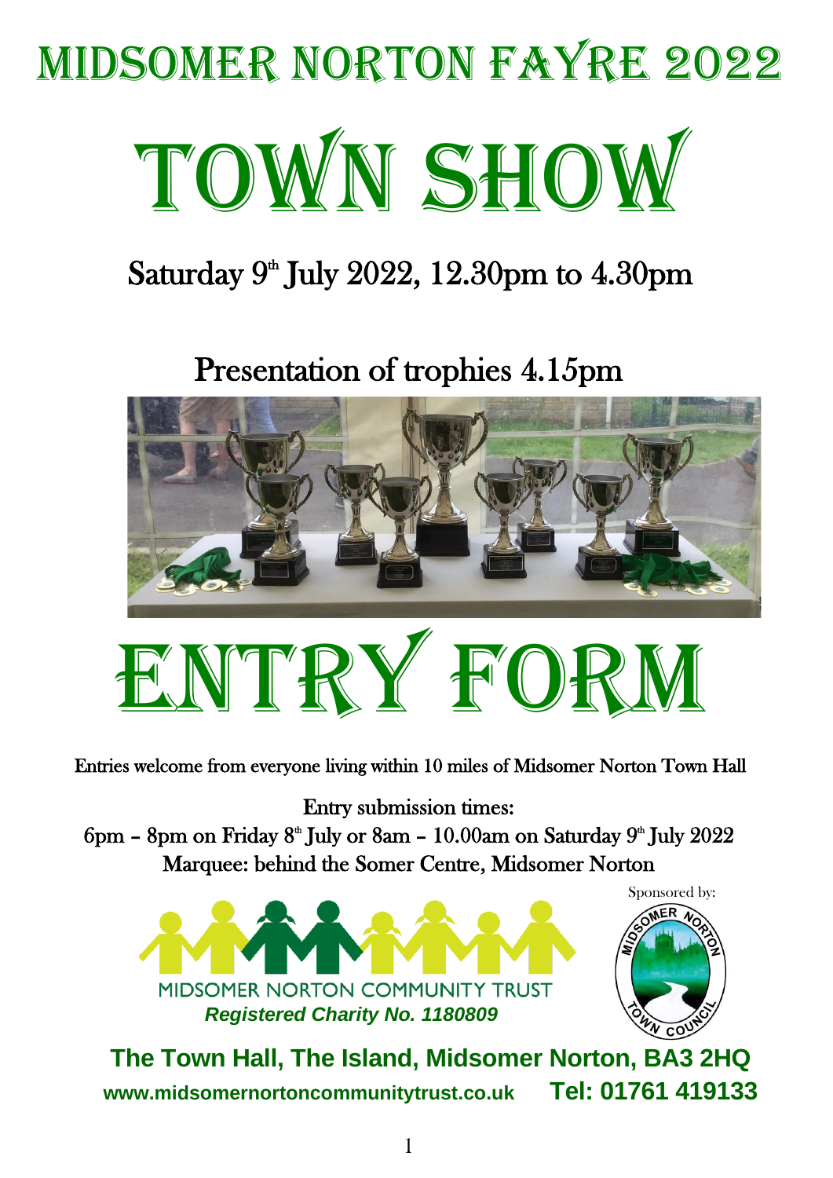# Midsomer Norton Fayre 2022

# Town Show

## Saturday 9th July 2022, 12.30pm to 4.30pm

## Presentation of trophies 4.15pm

# Entry Form

Entries welcome from everyone living within 10 miles of Midsomer Norton Town Hall

Entry submission times:
6pm – 8pm on Friday 8th July or 8am – 10.00am on Saturday 9th July 2022
Marquee: behind the Somer Centre, Midsomer Norton

Sponsored by:

MIDSOMER NORTON COMMUNITY TRUST
*Registered Charity No. 1180809*

MIDSOMER NORTON TOWN COUNCIL

**The Town Hall, The Island, Midsomer Norton, BA3 2HQ**

**www.midsomernortoncommunitytrust.co.uk Tel: 01761 419133**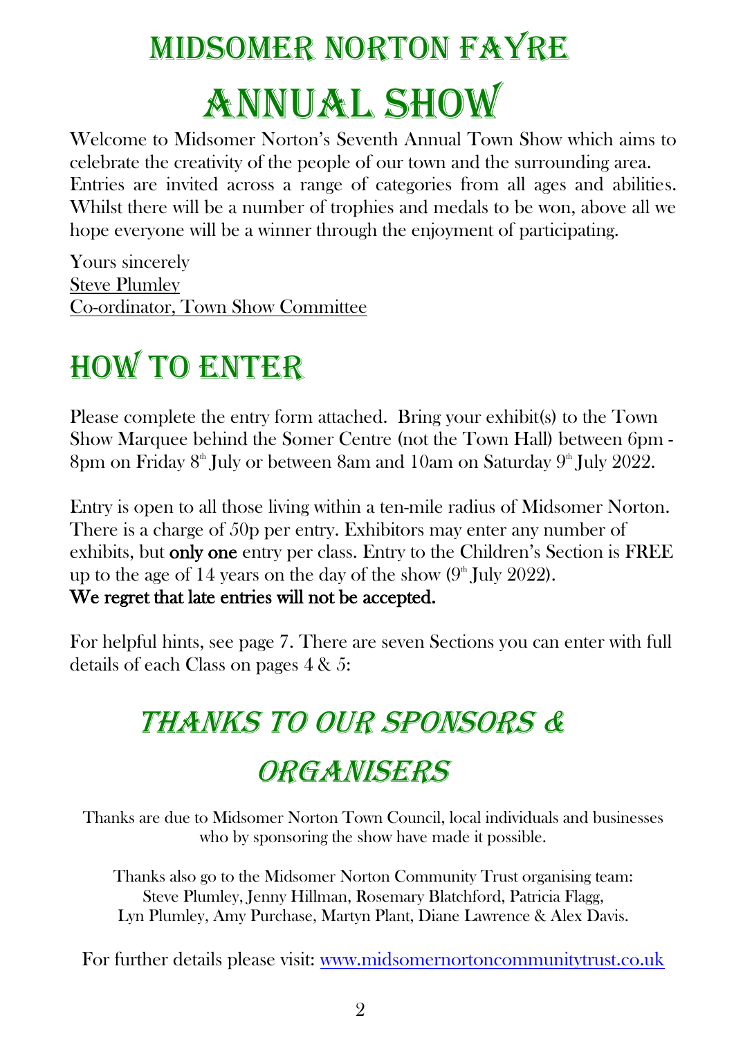# Midsomer Norton Fayre

# Annual Show

Welcome to Midsomer Norton's Seventh Annual Town Show which aims to celebrate the creativity of the people of our town and the surrounding area. Entries are invited across a range of categories from all ages and abilities. Whilst there will be a number of trophies and medals to be won, above all we hope everyone will be a winner through the enjoyment of participating.

Yours sincerely
Steve Plumley
Co-ordinator, Town Show Committee

## How to Enter

Please complete the entry form attached. Bring your exhibit(s) to the Town Show Marquee behind the Somer Centre (not the Town Hall) between 6pm - 8pm on Friday 8th July or between 8am and 10am on Saturday 9th July 2022.

Entry is open to all those living within a ten-mile radius of Midsomer Norton. There is a charge of 50p per entry. Exhibitors may enter any number of exhibits, but **only one** entry per class. Entry to the Children's Section is FREE up to the age of 14 years on the day of the show (9th July 2022).
**We regret that late entries will not be accepted.**

For helpful hints, see page 7. There are seven Sections you can enter with full details of each Class on pages 4 & 5:

## *Thanks to our Sponsors & Organisers*

Thanks are due to Midsomer Norton Town Council, local individuals and businesses who by sponsoring the show have made it possible.

Thanks also go to the Midsomer Norton Community Trust organising team:
Steve Plumley, Jenny Hillman, Rosemary Blatchford, Patricia Flagg,
Lyn Plumley, Amy Purchase, Martyn Plant, Diane Lawrence & Alex Davis.

For further details please visit: www.midsomernortoncommunitytrust.co.uk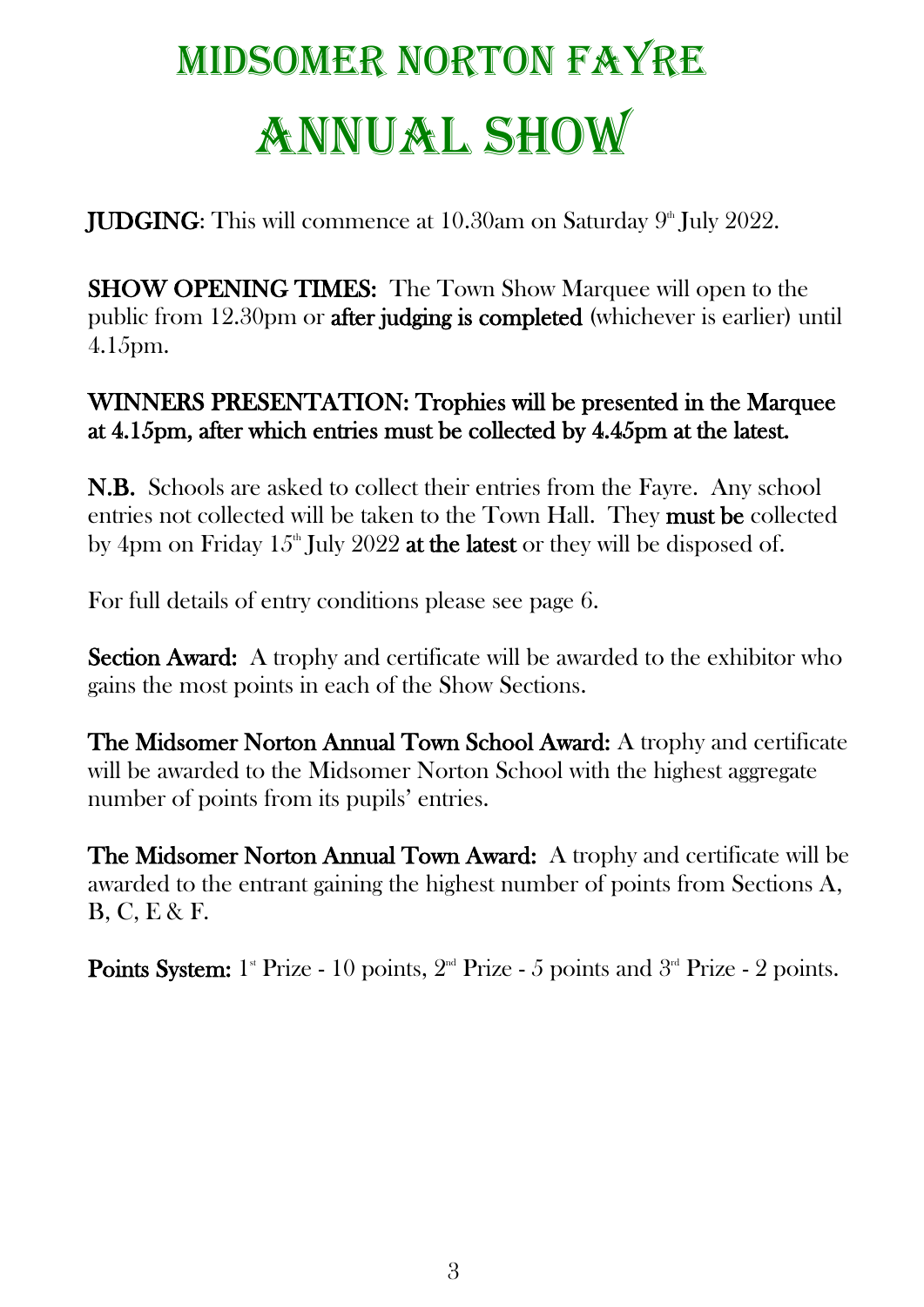# MIDSOMER NORTON FAYRE

# ANNUAL SHOW

**JUDGING**: This will commence at 10.30am on Saturday 9th July 2022.

**SHOW OPENING TIMES:** The Town Show Marquee will open to the public from 12.30pm or **after judging is completed** (whichever is earlier) until 4.15pm.

**WINNERS PRESENTATION: Trophies will be presented in the Marquee at 4.15pm, after which entries must be collected by 4.45pm at the latest.**

**N.B.** Schools are asked to collect their entries from the Fayre. Any school entries not collected will be taken to the Town Hall. They **must be** collected by 4pm on Friday 15th July 2022 **at the latest** or they will be disposed of.

For full details of entry conditions please see page 6.

**Section Award:** A trophy and certificate will be awarded to the exhibitor who gains the most points in each of the Show Sections.

**The Midsomer Norton Annual Town School Award:** A trophy and certificate will be awarded to the Midsomer Norton School with the highest aggregate number of points from its pupils' entries.

**The Midsomer Norton Annual Town Award:** A trophy and certificate will be awarded to the entrant gaining the highest number of points from Sections A, B, C, E & F.

**Points System:** 1st Prize - 10 points, 2nd Prize - 5 points and 3rd Prize - 2 points.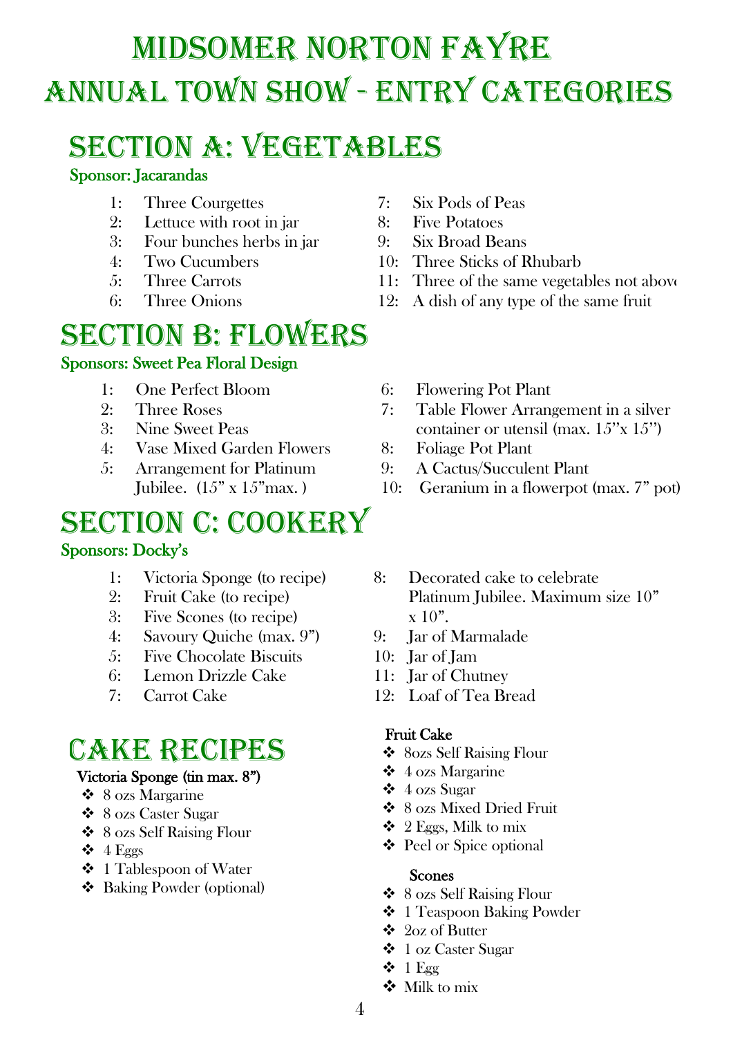# Midsomer Norton Fayre
# Annual Town Show - Entry Categories

## Section A: Vegetables

Sponsor: Jacarandas

1: Three Courgettes
2: Lettuce with root in jar
3: Four bunches herbs in jar
4: Two Cucumbers
5: Three Carrots
6: Three Onions
7: Six Pods of Peas
8: Five Potatoes
9: Six Broad Beans
10: Three Sticks of Rhubarb
11: Three of the same vegetables not above
12: A dish of any type of the same fruit

## Section B: Flowers

Sponsors: Sweet Pea Floral Design

1: One Perfect Bloom
2: Three Roses
3: Nine Sweet Peas
4: Vase Mixed Garden Flowers
5: Arrangement for Platinum Jubilee. (15" x 15"max. )
6: Flowering Pot Plant
7: Table Flower Arrangement in a silver container or utensil (max. 15"x 15")
8: Foliage Pot Plant
9: A Cactus/Succulent Plant
10: Geranium in a flowerpot (max. 7" pot)

## Section C: Cookery

Sponsors: Docky's

1: Victoria Sponge (to recipe)
2: Fruit Cake (to recipe)
3: Five Scones (to recipe)
4: Savoury Quiche (max. 9")
5: Five Chocolate Biscuits
6: Lemon Drizzle Cake
7: Carrot Cake
8: Decorated cake to celebrate Platinum Jubilee. Maximum size 10" x 10".
9: Jar of Marmalade
10: Jar of Jam
11: Jar of Chutney
12: Loaf of Tea Bread

## Cake Recipes

### Victoria Sponge (tin max. 8")

- 8 ozs Margarine
- 8 ozs Caster Sugar
- 8 ozs Self Raising Flour
- 4 Eggs
- 1 Tablespoon of Water
- Baking Powder (optional)

### Fruit Cake

- 8ozs Self Raising Flour
- 4 ozs Margarine
- 4 ozs Sugar
- 8 ozs Mixed Dried Fruit
- 2 Eggs, Milk to mix
- Peel or Spice optional

### Scones

- 8 ozs Self Raising Flour
- 1 Teaspoon Baking Powder
- 2oz of Butter
- 1 oz Caster Sugar
- 1 Egg
- Milk to mix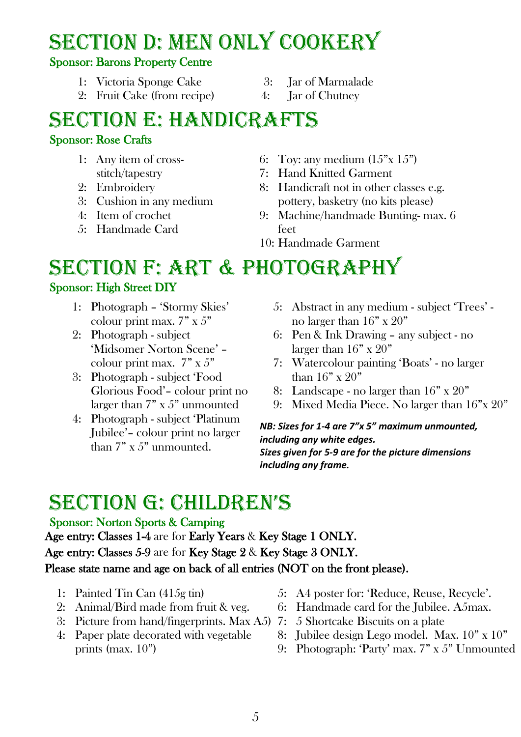# Section D: Men Only Cookery

**Sponsor: Barons Property Centre**

1: Victoria Sponge Cake
2: Fruit Cake (from recipe)
3: Jar of Marmalade
4: Jar of Chutney

# Section E: Handicrafts

**Sponsor: Rose Crafts**

1: Any item of cross-stitch/tapestry
2: Embroidery
3: Cushion in any medium
4: Item of crochet
5: Handmade Card
6: Toy: any medium (15"x 15")
7: Hand Knitted Garment
8: Handicraft not in other classes e.g. pottery, basketry (no kits please)
9: Machine/handmade Bunting- max. 6 feet
10: Handmade Garment

# Section F: Art & Photography

**Sponsor: High Street DIY**

1: Photograph – 'Stormy Skies' colour print max. 7" x 5"
2: Photograph - subject 'Midsomer Norton Scene' – colour print max. 7" x 5"
3: Photograph - subject 'Food Glorious Food'– colour print no larger than 7" x 5" unmounted
4: Photograph - subject 'Platinum Jubilee'– colour print no larger than 7" x 5" unmounted.
5: Abstract in any medium - subject 'Trees' - no larger than 16" x 20"
6: Pen & Ink Drawing – any subject - no larger than 16" x 20"
7: Watercolour painting 'Boats' - no larger than 16" x 20"
8: Landscape - no larger than 16" x 20"
9: Mixed Media Piece. No larger than 16"x 20"

***NB: Sizes for 1-4 are 7"x 5" maximum unmounted, including any white edges.***
***Sizes given for 5-9 are for the picture dimensions including any frame.***

# Section G: Children's

**Sponsor: Norton Sports & Camping**

**Age entry: Classes 1-4** are for **Early Years** & **Key Stage 1 ONLY.**
**Age entry: Classes 5-9** are for **Key Stage 2** & **Key Stage 3 ONLY.**
**Please state name and age on back of all entries (NOT on the front please).**

1: Painted Tin Can (415g tin)
2: Animal/Bird made from fruit & veg.
3: Picture from hand/fingerprints. Max A5)
4: Paper plate decorated with vegetable prints (max. 10")
5: A4 poster for: 'Reduce, Reuse, Recycle'.
6: Handmade card for the Jubilee. A5max.
7: 5 Shortcake Biscuits on a plate
8: Jubilee design Lego model. Max. 10" x 10"
9: Photograph: 'Party' max. 7" x 5" Unmounted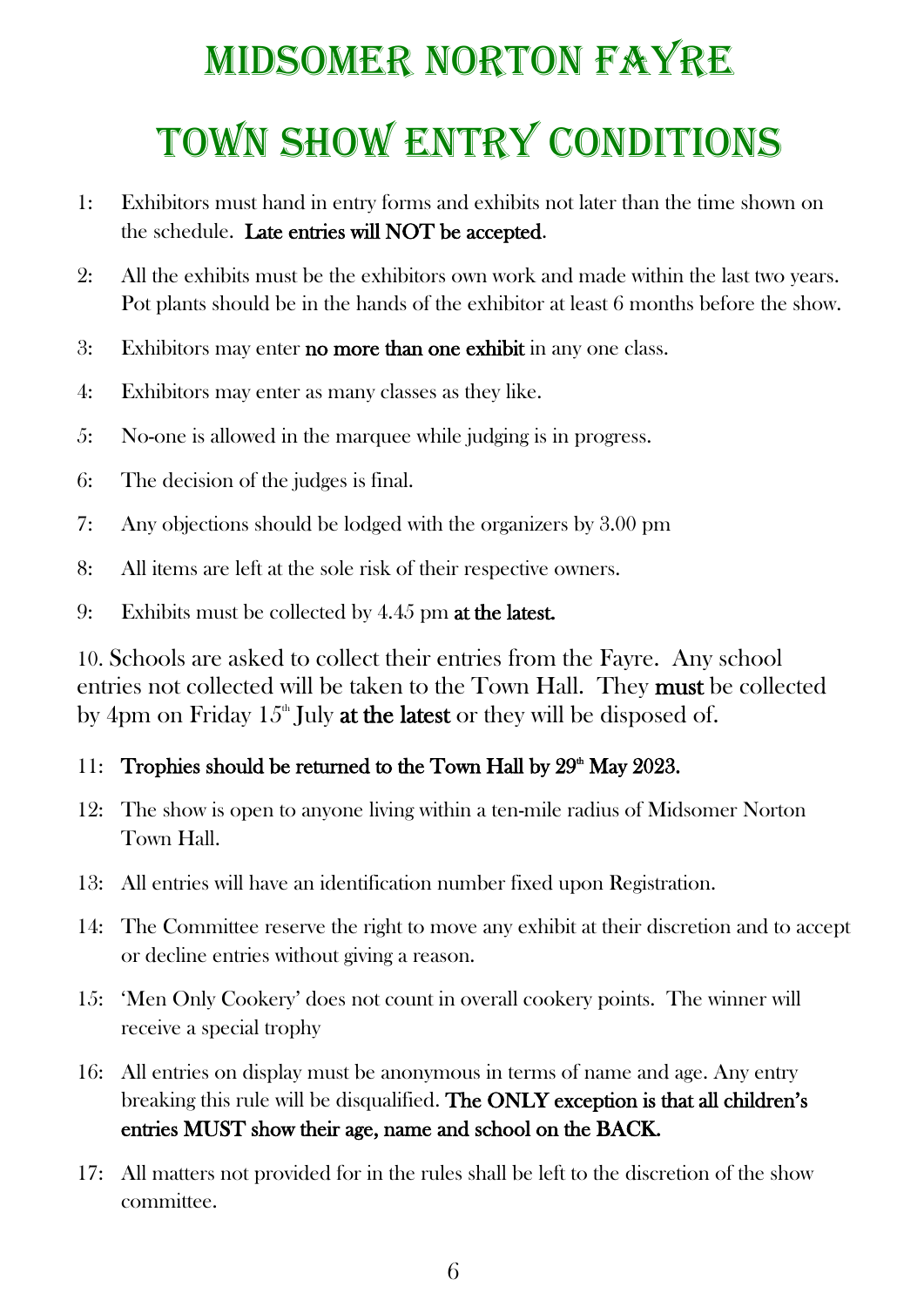# MIDSOMER NORTON FAYRE

# TOWN SHOW ENTRY CONDITIONS

1: Exhibitors must hand in entry forms and exhibits not later than the time shown on the schedule. **Late entries will NOT be accepted**.

2: All the exhibits must be the exhibitors own work and made within the last two years. Pot plants should be in the hands of the exhibitor at least 6 months before the show.

3: Exhibitors may enter **no more than one exhibit** in any one class.

4: Exhibitors may enter as many classes as they like.

5: No-one is allowed in the marquee while judging is in progress.

6: The decision of the judges is final.

7: Any objections should be lodged with the organizers by 3.00 pm

8: All items are left at the sole risk of their respective owners.

9: Exhibits must be collected by 4.45 pm **at the latest.**

10. Schools are asked to collect their entries from the Fayre. Any school entries not collected will be taken to the Town Hall. They **must** be collected by 4pm on Friday 15th July **at the latest** or they will be disposed of.

11: **Trophies should be returned to the Town Hall by 29th May 2023.**

12: The show is open to anyone living within a ten-mile radius of Midsomer Norton Town Hall.

13: All entries will have an identification number fixed upon Registration.

14: The Committee reserve the right to move any exhibit at their discretion and to accept or decline entries without giving a reason.

15: 'Men Only Cookery' does not count in overall cookery points. The winner will receive a special trophy

16: All entries on display must be anonymous in terms of name and age. Any entry breaking this rule will be disqualified. **The ONLY exception is that all children's entries MUST show their age, name and school on the BACK.**

17: All matters not provided for in the rules shall be left to the discretion of the show committee.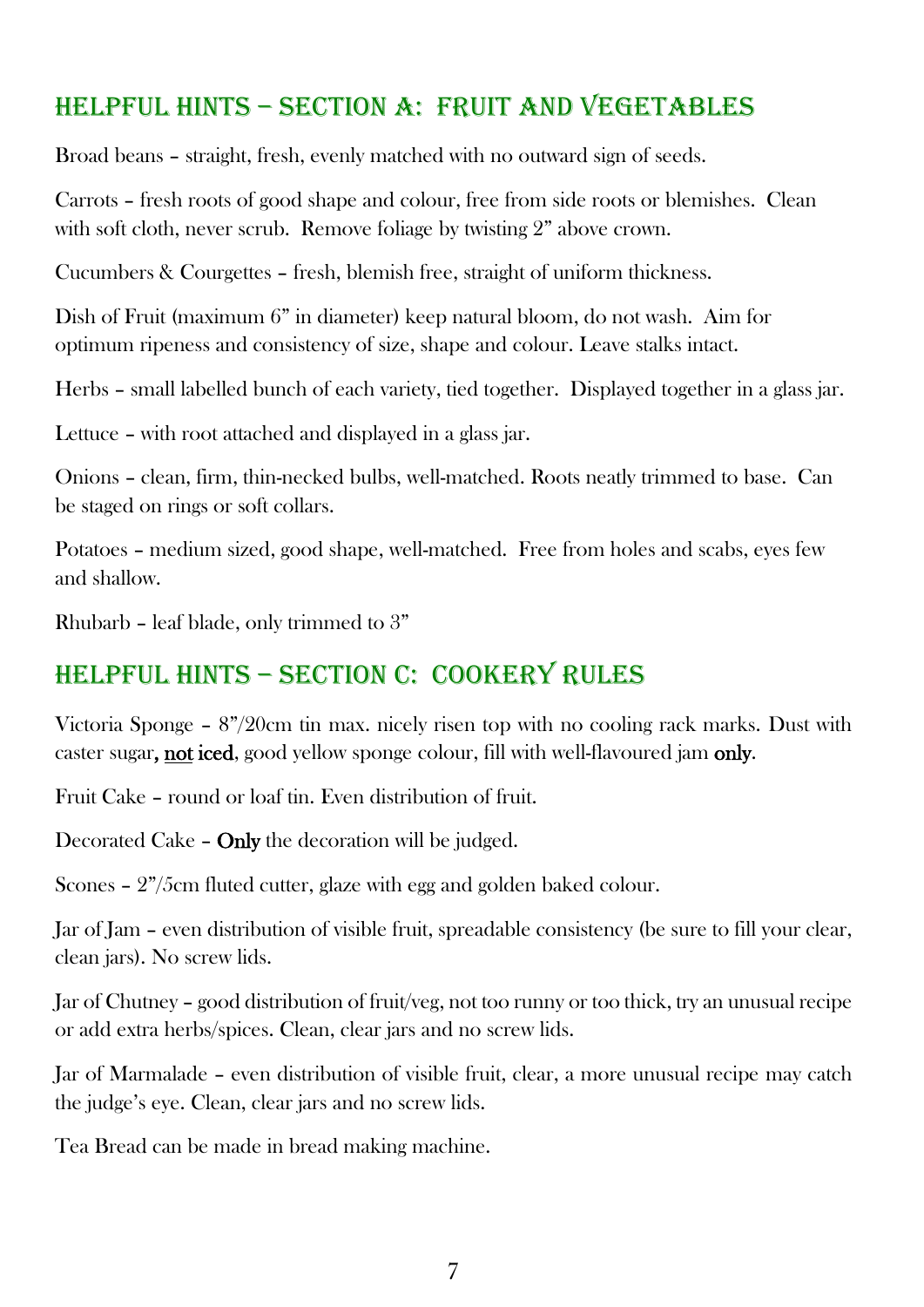## Helpful Hints – Section A: Fruit and Vegetables

Broad beans – straight, fresh, evenly matched with no outward sign of seeds.

Carrots – fresh roots of good shape and colour, free from side roots or blemishes. Clean with soft cloth, never scrub. Remove foliage by twisting 2" above crown.

Cucumbers & Courgettes – fresh, blemish free, straight of uniform thickness.

Dish of Fruit (maximum 6" in diameter) keep natural bloom, do not wash. Aim for optimum ripeness and consistency of size, shape and colour. Leave stalks intact.

Herbs – small labelled bunch of each variety, tied together. Displayed together in a glass jar.

Lettuce – with root attached and displayed in a glass jar.

Onions – clean, firm, thin-necked bulbs, well-matched. Roots neatly trimmed to base. Can be staged on rings or soft collars.

Potatoes – medium sized, good shape, well-matched. Free from holes and scabs, eyes few and shallow.

Rhubarb – leaf blade, only trimmed to 3"

## Helpful Hints – Section C: Cookery Rules

Victoria Sponge – 8"/20cm tin max. nicely risen top with no cooling rack marks. Dust with caster sugar, **not iced**, good yellow sponge colour, fill with well-flavoured jam **only**.

Fruit Cake – round or loaf tin. Even distribution of fruit.

Decorated Cake – **Only** the decoration will be judged.

Scones – 2"/5cm fluted cutter, glaze with egg and golden baked colour.

Jar of Jam – even distribution of visible fruit, spreadable consistency (be sure to fill your clear, clean jars). No screw lids.

Jar of Chutney – good distribution of fruit/veg, not too runny or too thick, try an unusual recipe or add extra herbs/spices. Clean, clear jars and no screw lids.

Jar of Marmalade – even distribution of visible fruit, clear, a more unusual recipe may catch the judge's eye. Clean, clear jars and no screw lids.

Tea Bread can be made in bread making machine.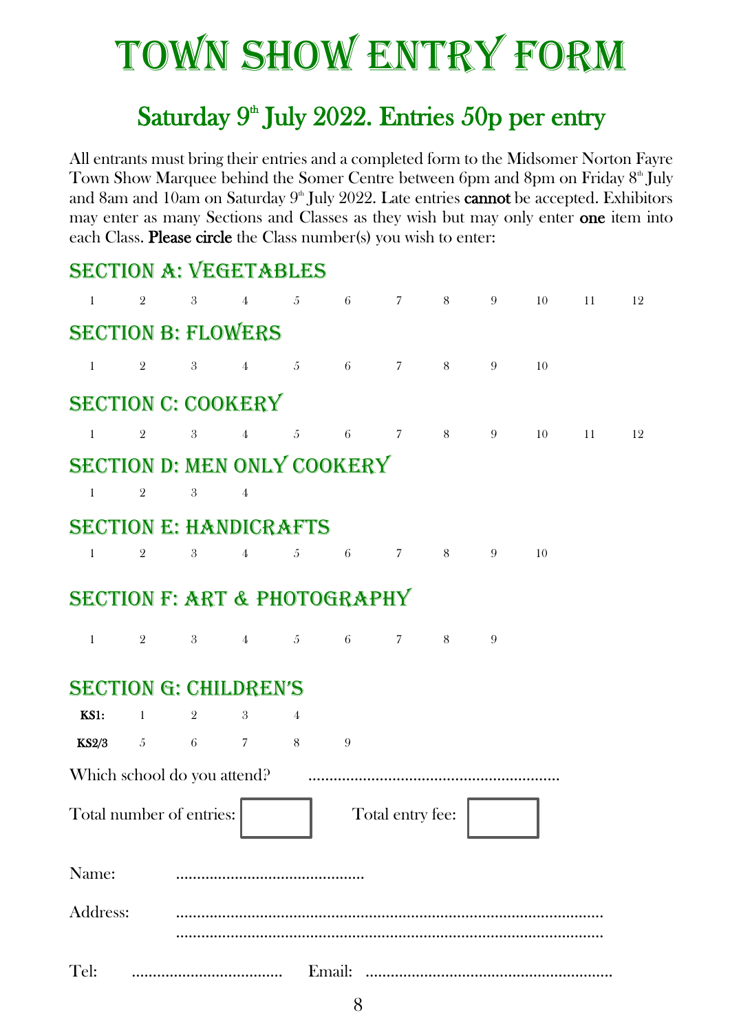# TOWN SHOW ENTRY FORM

## Saturday 9th July 2022. Entries 50p per entry

All entrants must bring their entries and a completed form to the Midsomer Norton Fayre Town Show Marquee behind the Somer Centre between 6pm and 8pm on Friday 8th July and 8am and 10am on Saturday 9th July 2022. Late entries **cannot** be accepted. Exhibitors may enter as many Sections and Classes as they wish but may only enter **one** item into each Class. **Please circle** the Class number(s) you wish to enter:

### SECTION A: VEGETABLES

1 2 3 4 5 6 7 8 9 10 11 12

### SECTION B: FLOWERS

1 2 3 4 5 6 7 8 9 10

### SECTION C: COOKERY

1 2 3 4 5 6 7 8 9 10 11 12

### SECTION D: MEN ONLY COOKERY

1 2 3 4

### SECTION E: HANDICRAFTS

1 2 3 4 5 6 7 8 9 10

### SECTION F: ART & PHOTOGRAPHY

1 2 3 4 5 6 7 8 9

### SECTION G: CHILDREN'S

**KS1:** 1 2 3 4

**KS2/3** 5 6 7 8 9

Which school do you attend? ............................................................

Total number of entries: [ ] Total entry fee: [ ]

Name: .............................................

Address: .....................................................................................................
.....................................................................................................

Tel: .................................... Email: ..........................................................